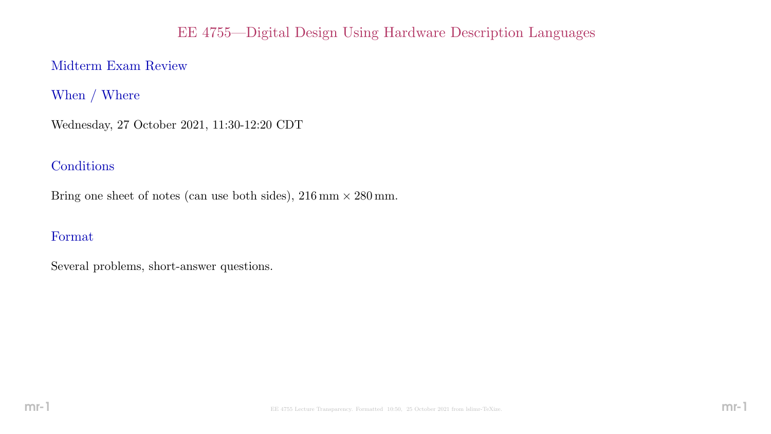# EE 4755—Digital Design Using Hardware Description Languages

## Midterm Exam Review

## When / Where

Wednesday, 27 October 2021, 11:30-12:20 CDT

## Conditions

Bring one sheet of notes (can use both sides), $216\,\mathrm{mm} \times 280\,\mathrm{mm}$.

## Format

Several problems, short-answer questions.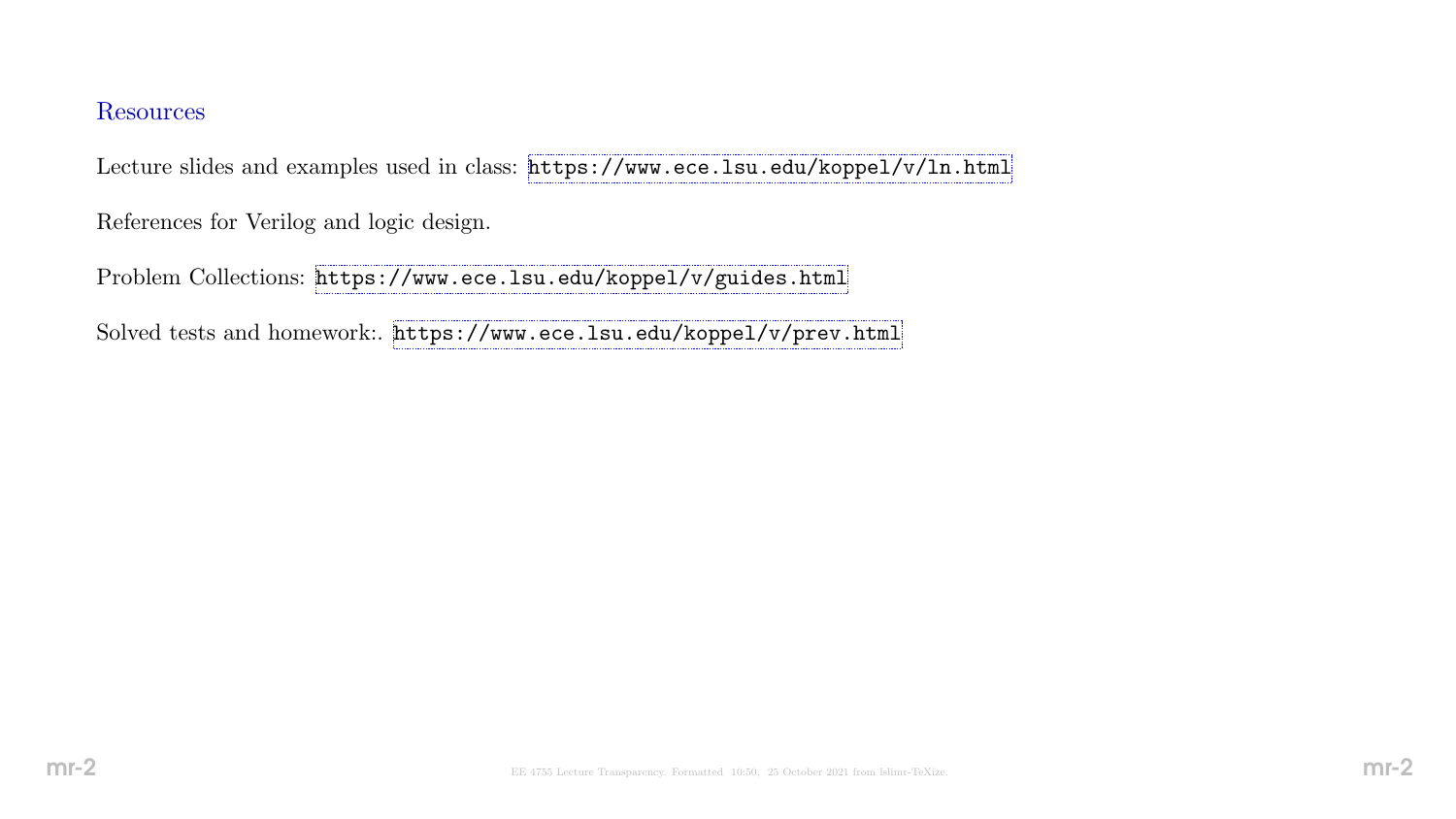## Resources

Lecture slides and examples used in class: https://www.ece.lsu.edu/koppel/v/ln.html

References for Verilog and logic design.

Problem Collections: https://www.ece.lsu.edu/koppel/v/guides.html

Solved tests and homework:. https://www.ece.lsu.edu/koppel/v/prev.html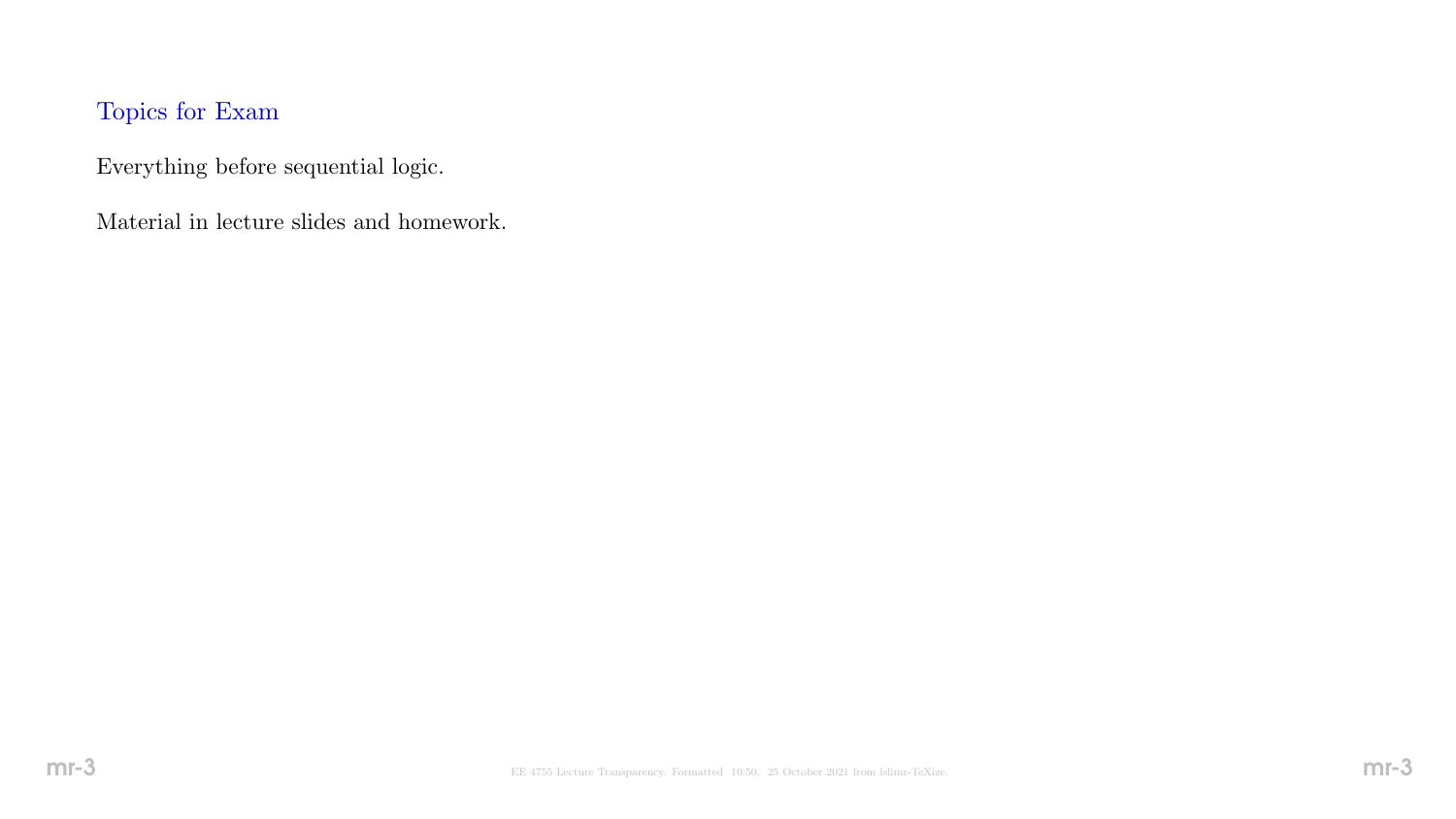## Topics for Exam

Everything before sequential logic.

Material in lecture slides and homework.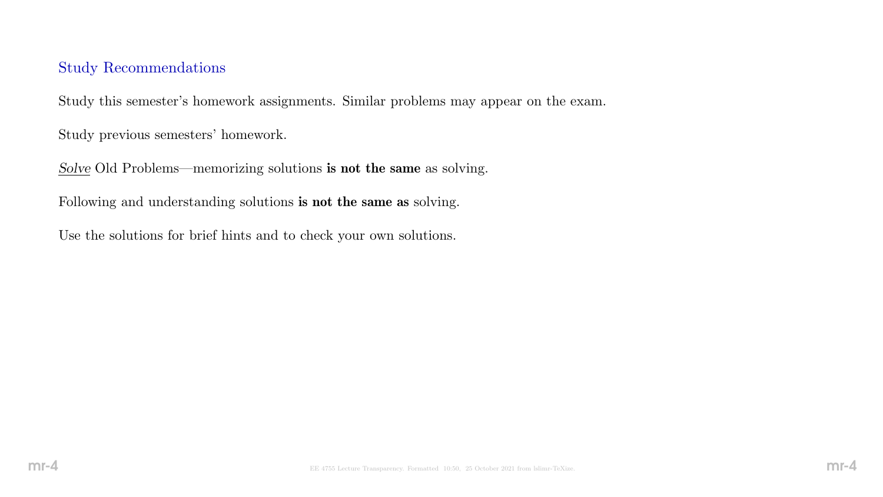## Study Recommendations

Study this semester's homework assignments. Similar problems may appear on the exam.

Study previous semesters' homework.

*Solve* Old Problems—memorizing solutions **is not the same** as solving.

Following and understanding solutions **is not the same as** solving.

Use the solutions for brief hints and to check your own solutions.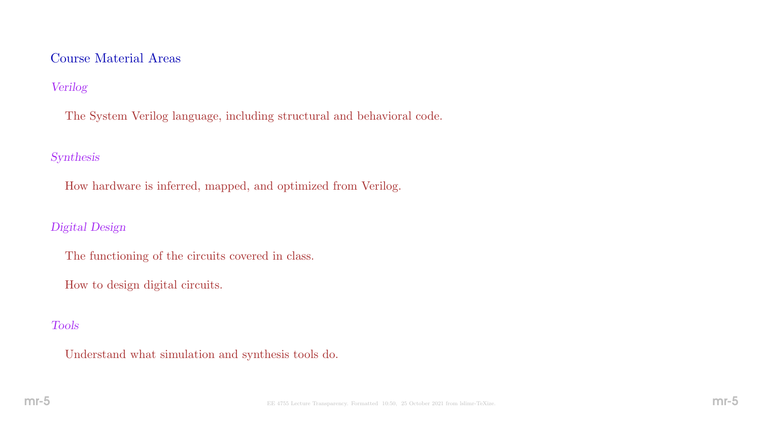## Course Material Areas

*Verilog*

The System Verilog language, including structural and behavioral code.

*Synthesis*

How hardware is inferred, mapped, and optimized from Verilog.

*Digital Design*

The functioning of the circuits covered in class.

How to design digital circuits.

*Tools*

Understand what simulation and synthesis tools do.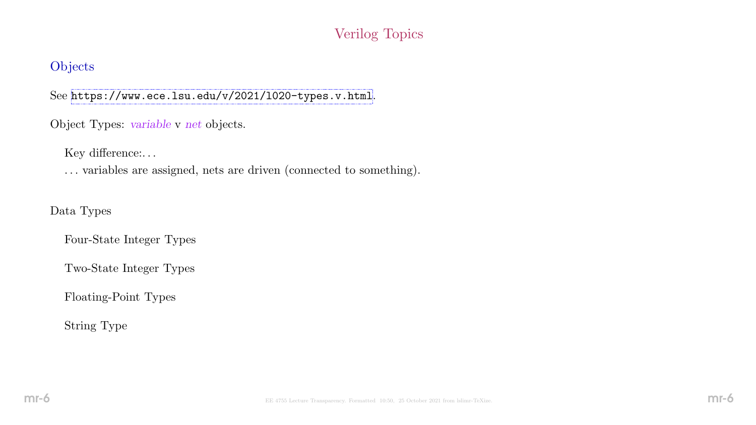# Verilog Topics

## Objects

See `https://www.ece.lsu.edu/v/2021/l020-types.v.html`.

Object Types: *variable* v *net* objects.

Key difference:. . .

. . . variables are assigned, nets are driven (connected to something).

Data Types

Four-State Integer Types

Two-State Integer Types

Floating-Point Types

String Type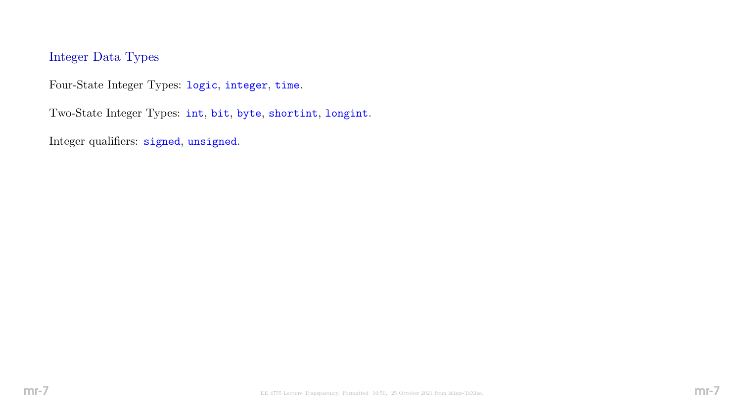## Integer Data Types

Four-State Integer Types: `logic`, `integer`, `time`.

Two-State Integer Types: `int`, `bit`, `byte`, `shortint`, `longint`.

Integer qualifiers: `signed`, `unsigned`.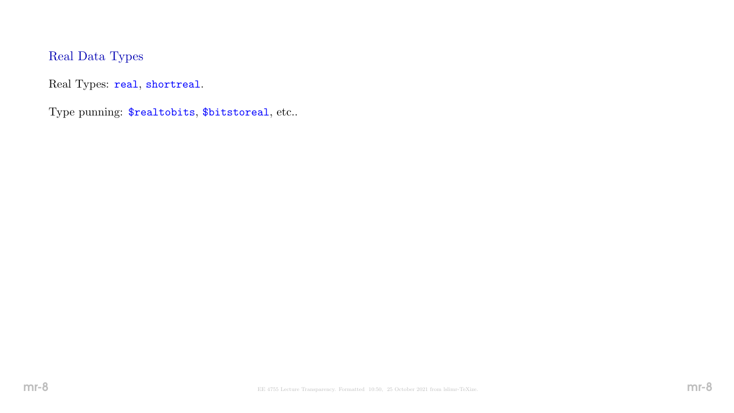## Real Data Types

Real Types: `real`, `shortreal`.

Type punning: `$realtobits`, `$bitstoreal`, etc..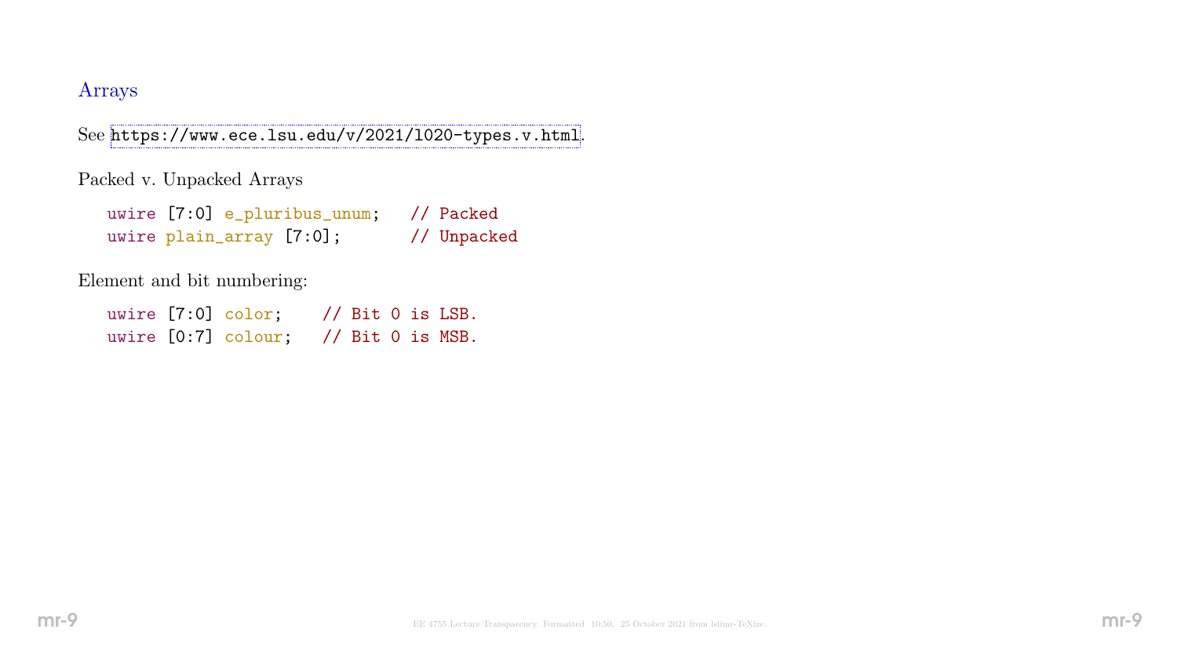## Arrays

See https://www.ece.lsu.edu/v/2021/l020-types.v.html.

Packed v. Unpacked Arrays

```
uwire [7:0] e_pluribus_unum;   // Packed
uwire plain_array [7:0];       // Unpacked
```

Element and bit numbering:

```
uwire [7:0] color;    // Bit 0 is LSB.
uwire [0:7] colour;   // Bit 0 is MSB.
```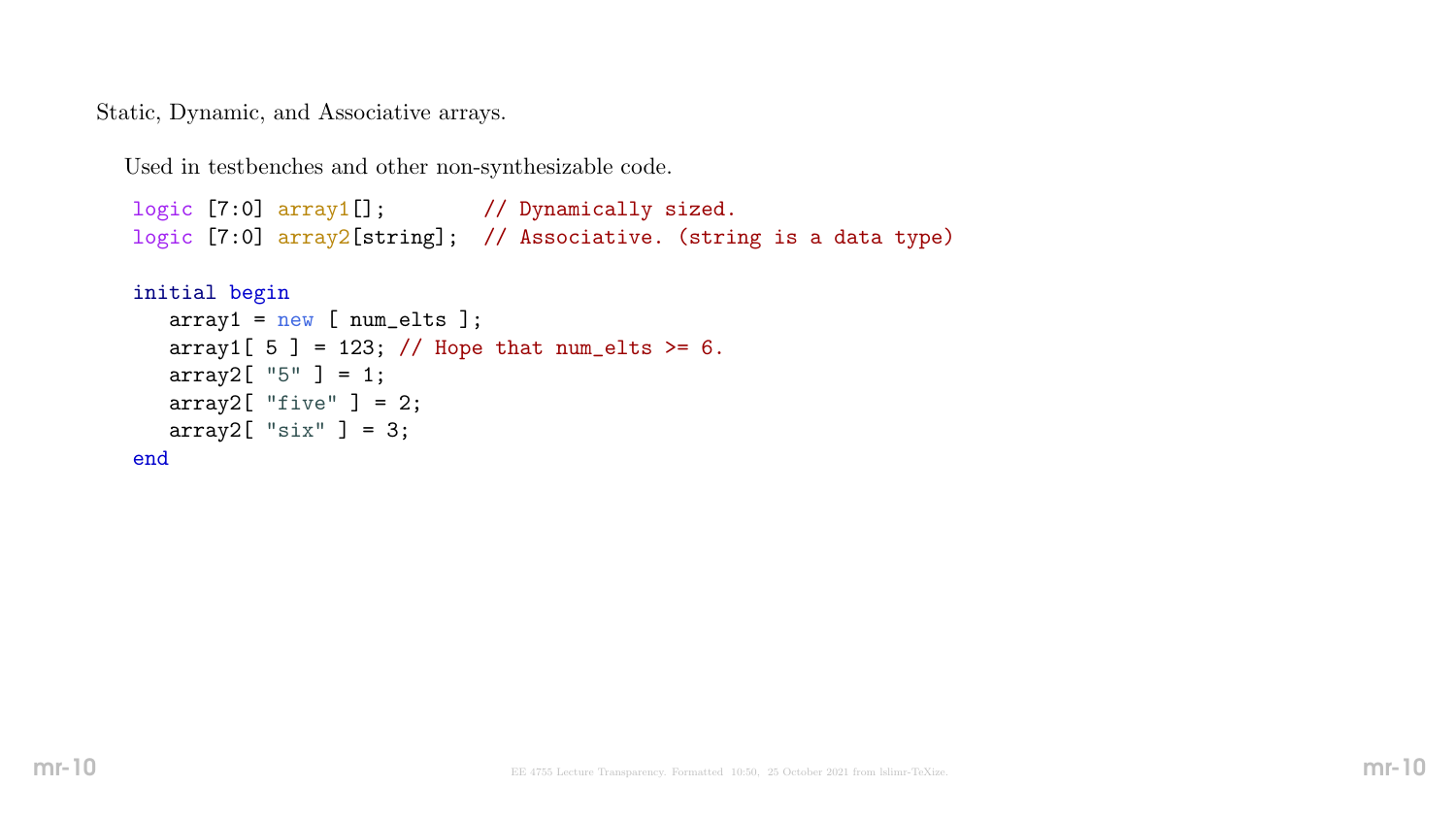Static, Dynamic, and Associative arrays.

Used in testbenches and other non-synthesizable code.

```
logic [7:0] array1[];        // Dynamically sized.
logic [7:0] array2[string];  // Associative. (string is a data type)

initial begin
   array1 = new [ num_elts ];
   array1[ 5 ] = 123; // Hope that num_elts >= 6.
   array2[ "5" ] = 1;
   array2[ "five" ] = 2;
   array2[ "six" ] = 3;
end
```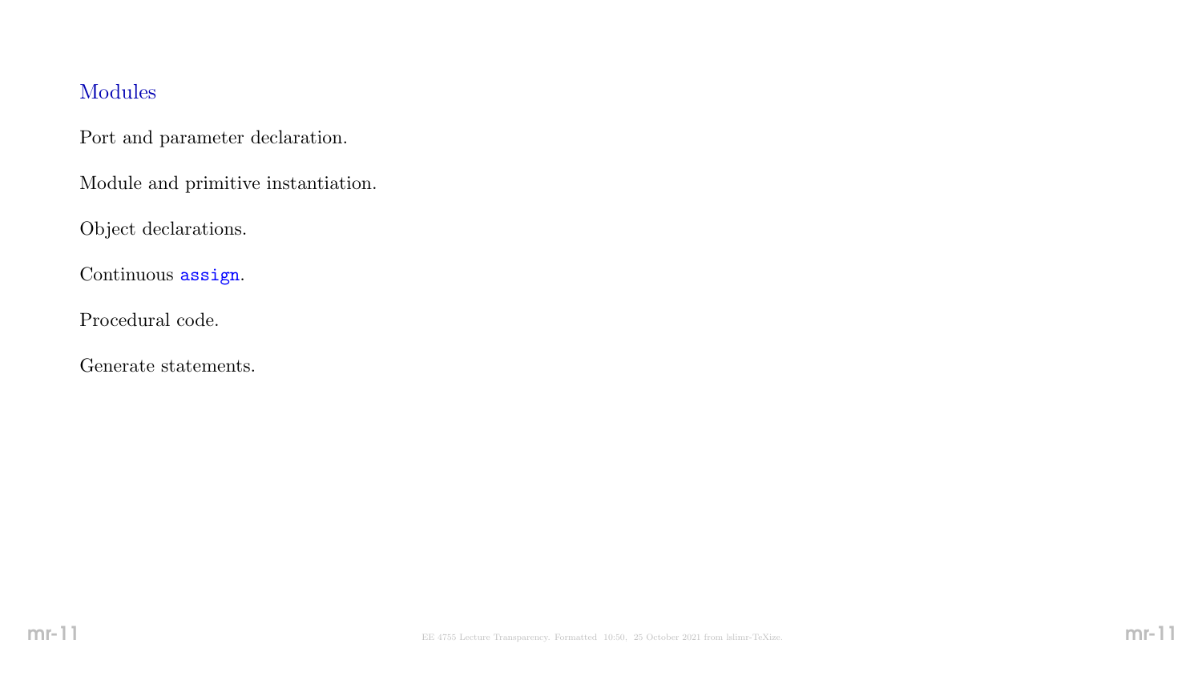## Modules

Port and parameter declaration.

Module and primitive instantiation.

Object declarations.

Continuous `assign`.

Procedural code.

Generate statements.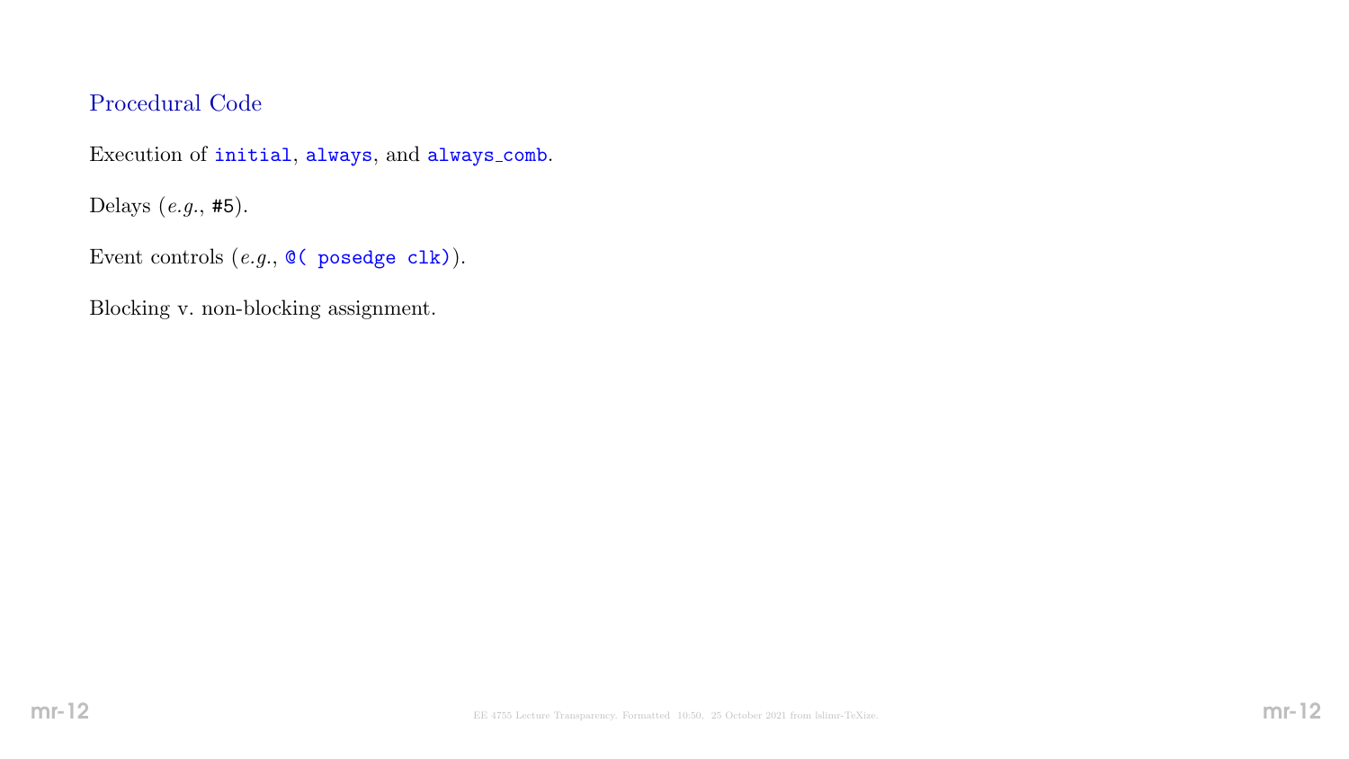## Procedural Code

Execution of `initial`, `always`, and `always_comb`.

Delays (*e.g.*, `#5`).

Event controls (*e.g.*, `@( posedge clk)`).

Blocking v. non-blocking assignment.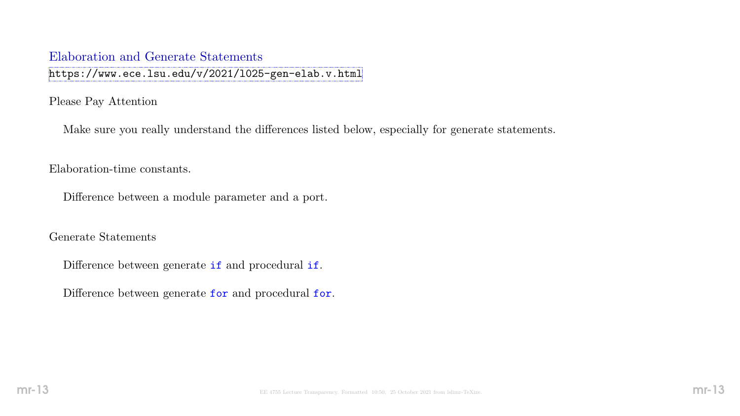## Elaboration and Generate Statements

https://www.ece.lsu.edu/v/2021/l025-gen-elab.v.html

### Please Pay Attention

Make sure you really understand the differences listed below, especially for generate statements.

### Elaboration-time constants.

Difference between a module parameter and a port.

### Generate Statements

Difference between generate `if` and procedural `if`.

Difference between generate `for` and procedural `for`.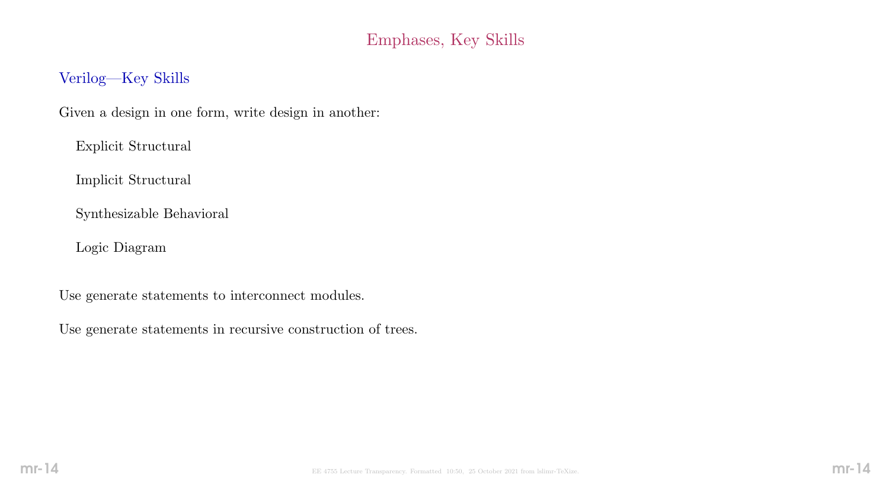# Emphases, Key Skills

## Verilog—Key Skills

Given a design in one form, write design in another:

- Explicit Structural
- Implicit Structural
- Synthesizable Behavioral
- Logic Diagram

Use generate statements to interconnect modules.

Use generate statements in recursive construction of trees.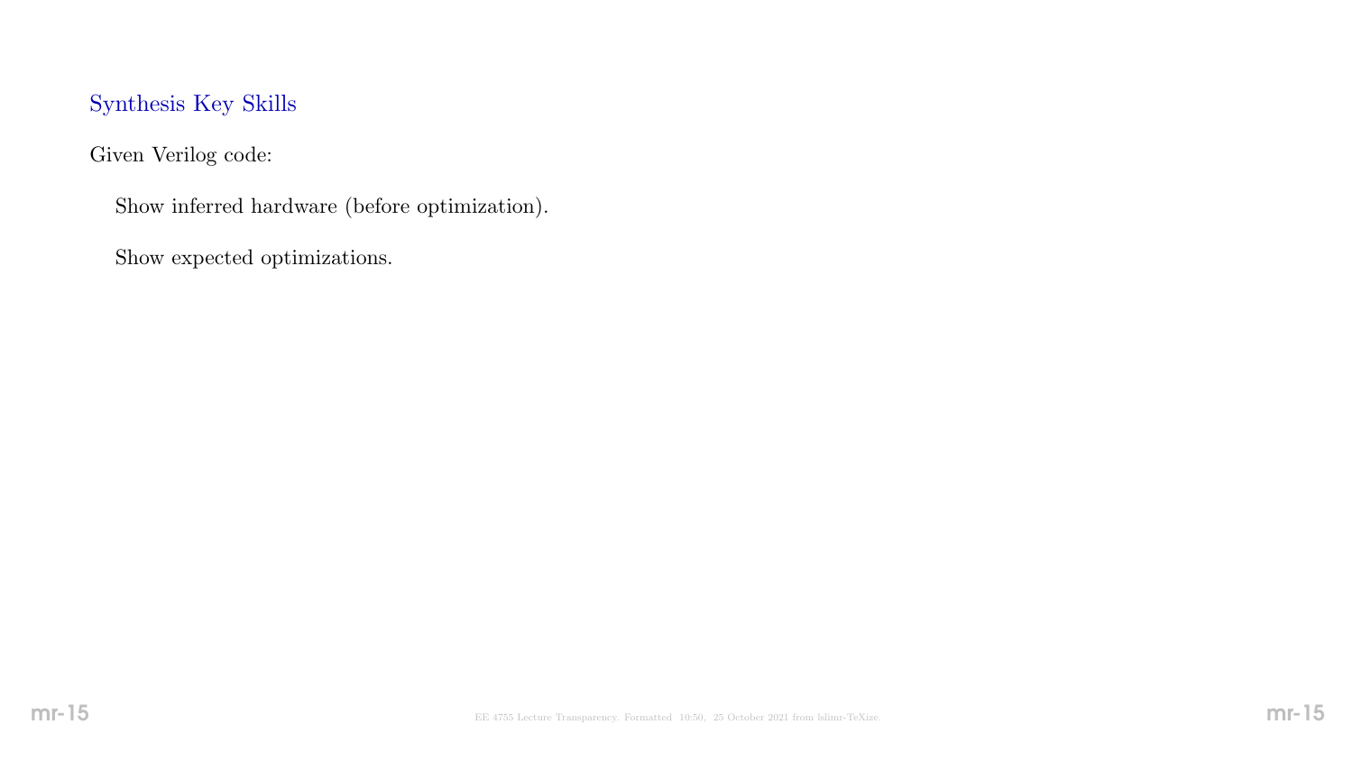## Synthesis Key Skills

Given Verilog code:

Show inferred hardware (before optimization).

Show expected optimizations.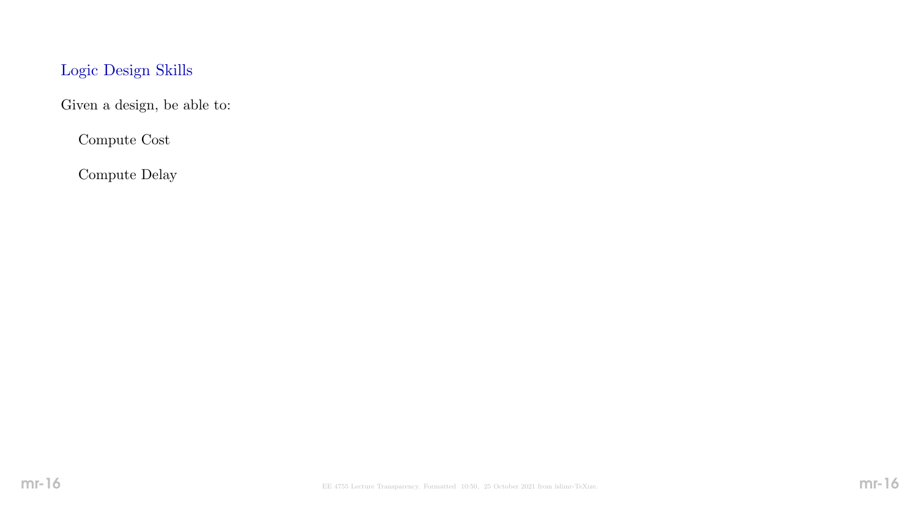## Logic Design Skills

Given a design, be able to:

- Compute Cost
- Compute Delay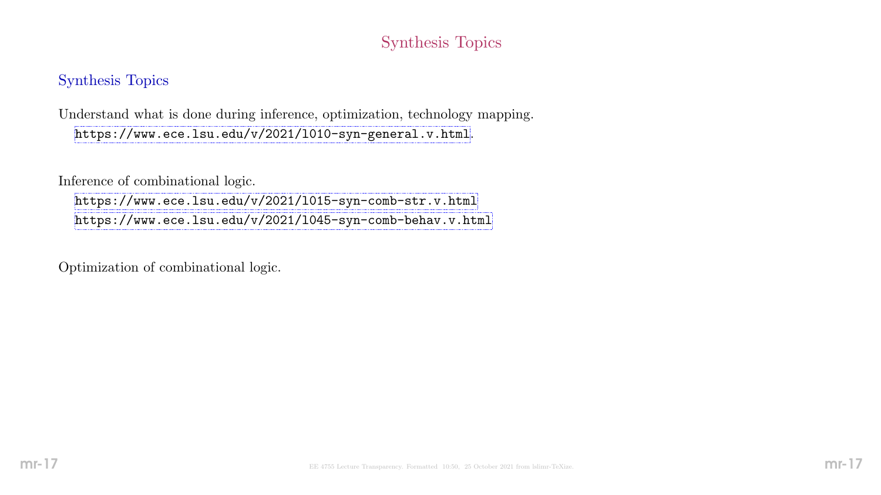# Synthesis Topics

## Synthesis Topics

Understand what is done during inference, optimization, technology mapping.
https://www.ece.lsu.edu/v/2021/l010-syn-general.v.html.

Inference of combinational logic.
https://www.ece.lsu.edu/v/2021/l015-syn-comb-str.v.html
https://www.ece.lsu.edu/v/2021/l045-syn-comb-behav.v.html

Optimization of combinational logic.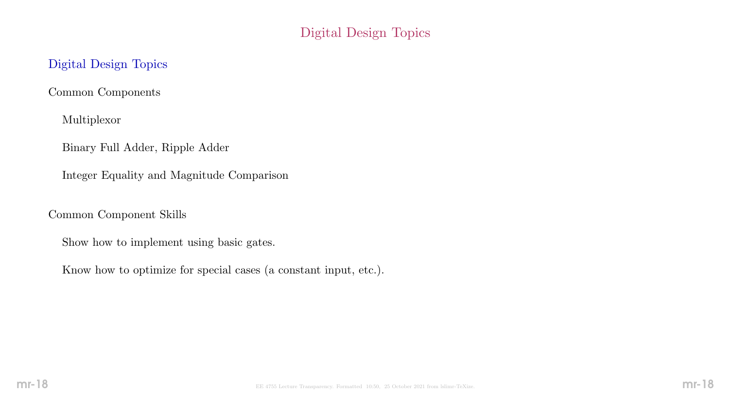# Digital Design Topics

## Digital Design Topics

Common Components

- Multiplexor
- Binary Full Adder, Ripple Adder
- Integer Equality and Magnitude Comparison

Common Component Skills

- Show how to implement using basic gates.
- Know how to optimize for special cases (a constant input, etc.).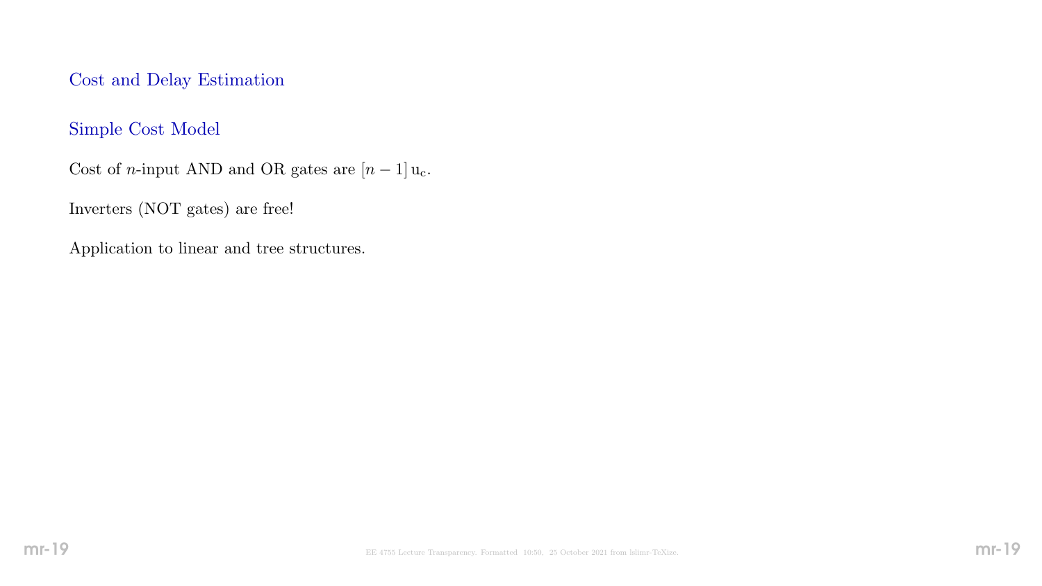## Cost and Delay Estimation

### Simple Cost Model

Cost of $n$-input AND and OR gates are $[n-1]\,\mathrm{u_c}$.

Inverters (NOT gates) are free!

Application to linear and tree structures.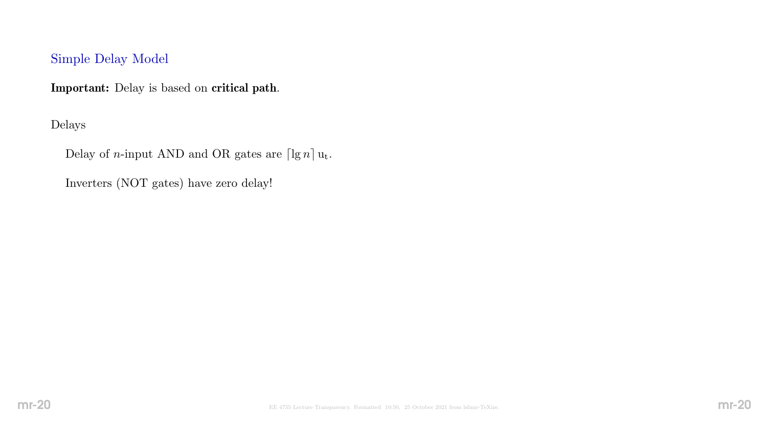## Simple Delay Model

**Important:** Delay is based on **critical path**.

Delays

Delay of $n$-input AND and OR gates are $\lceil \lg n \rceil \, \mathrm{u_t}$.

Inverters (NOT gates) have zero delay!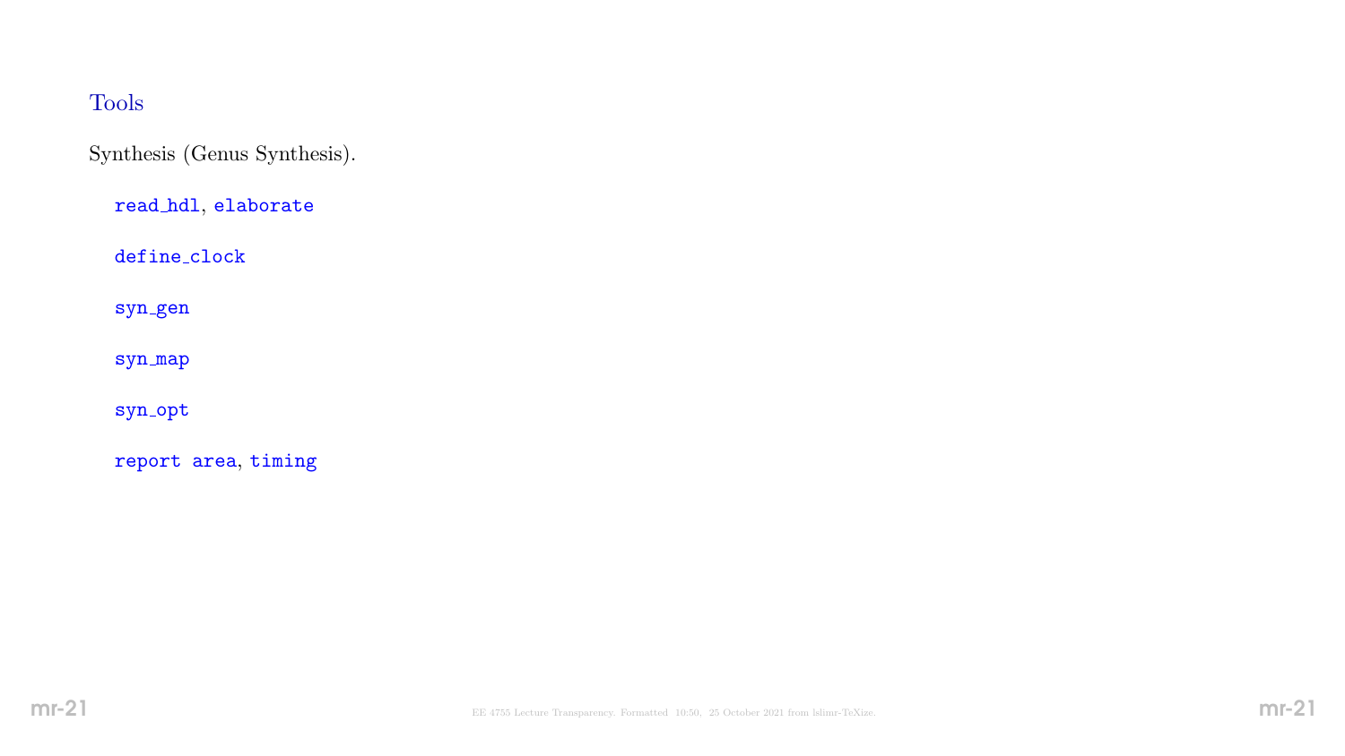## Tools

Synthesis (Genus Synthesis).

`read_hdl`, `elaborate`

`define_clock`

`syn_gen`

`syn_map`

`syn_opt`

`report area`, `timing`